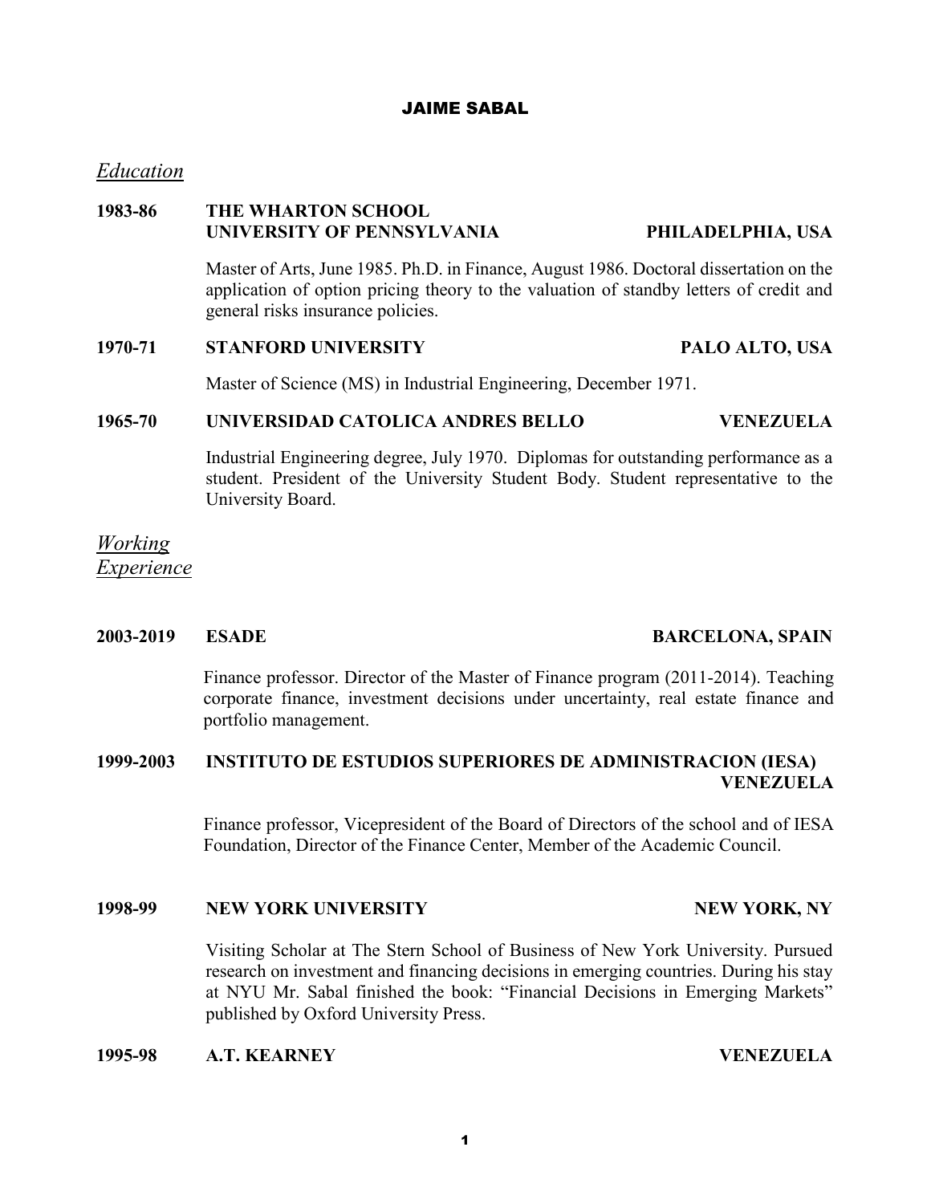# JAIME SABAL

## *Education*

**1983-86 THE WHARTON SCHOOL**
**UNIVERSITY OF PENNSYLVANIA — PHILADELPHIA, USA**

Master of Arts, June 1985. Ph.D. in Finance, August 1986. Doctoral dissertation on the application of option pricing theory to the valuation of standby letters of credit and general risks insurance policies.

**1970-71 STANFORD UNIVERSITY — PALO ALTO, USA**

Master of Science (MS) in Industrial Engineering, December 1971.

**1965-70 UNIVERSIDAD CATOLICA ANDRES BELLO — VENEZUELA**

Industrial Engineering degree, July 1970. Diplomas for outstanding performance as a student. President of the University Student Body. Student representative to the University Board.

## *Working Experience*

**2003-2019 ESADE — BARCELONA, SPAIN**

Finance professor. Director of the Master of Finance program (2011-2014). Teaching corporate finance, investment decisions under uncertainty, real estate finance and portfolio management.

**1999-2003 INSTITUTO DE ESTUDIOS SUPERIORES DE ADMINISTRACION (IESA) — VENEZUELA**

Finance professor, Vicepresident of the Board of Directors of the school and of IESA Foundation, Director of the Finance Center, Member of the Academic Council.

**1998-99 NEW YORK UNIVERSITY — NEW YORK, NY**

Visiting Scholar at The Stern School of Business of New York University. Pursued research on investment and financing decisions in emerging countries. During his stay at NYU Mr. Sabal finished the book: "Financial Decisions in Emerging Markets" published by Oxford University Press.

**1995-98 A.T. KEARNEY — VENEZUELA**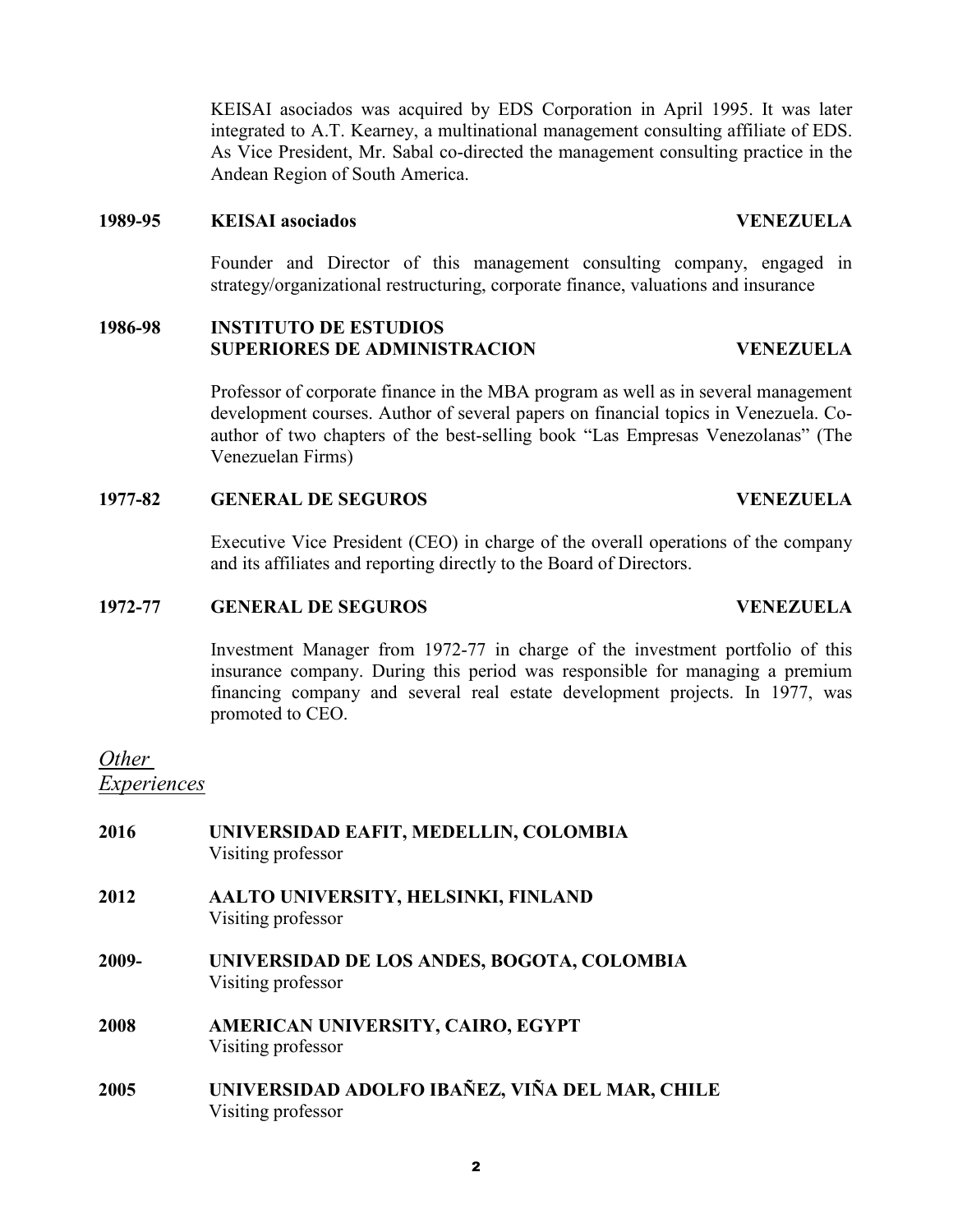KEISAI asociados was acquired by EDS Corporation in April 1995. It was later integrated to A.T. Kearney, a multinational management consulting affiliate of EDS. As Vice President, Mr. Sabal co-directed the management consulting practice in the Andean Region of South America.

**1989-95 KEISAI asociados VENEZUELA**

Founder and Director of this management consulting company, engaged in strategy/organizational restructuring, corporate finance, valuations and insurance

**1986-98 INSTITUTO DE ESTUDIOS SUPERIORES DE ADMINISTRACION VENEZUELA**

Professor of corporate finance in the MBA program as well as in several management development courses. Author of several papers on financial topics in Venezuela. Co-author of two chapters of the best-selling book "Las Empresas Venezolanas" (The Venezuelan Firms)

**1977-82 GENERAL DE SEGUROS VENEZUELA**

Executive Vice President (CEO) in charge of the overall operations of the company and its affiliates and reporting directly to the Board of Directors.

**1972-77 GENERAL DE SEGUROS VENEZUELA**

Investment Manager from 1972-77 in charge of the investment portfolio of this insurance company. During this period was responsible for managing a premium financing company and several real estate development projects. In 1977, was promoted to CEO.

*Other Experiences*

**2016 UNIVERSIDAD EAFIT, MEDELLIN, COLOMBIA**
Visiting professor

**2012 AALTO UNIVERSITY, HELSINKI, FINLAND**
Visiting professor

**2009- UNIVERSIDAD DE LOS ANDES, BOGOTA, COLOMBIA**
Visiting professor

**2008 AMERICAN UNIVERSITY, CAIRO, EGYPT**
Visiting professor

**2005 UNIVERSIDAD ADOLFO IBAÑEZ, VIÑA DEL MAR, CHILE**
Visiting professor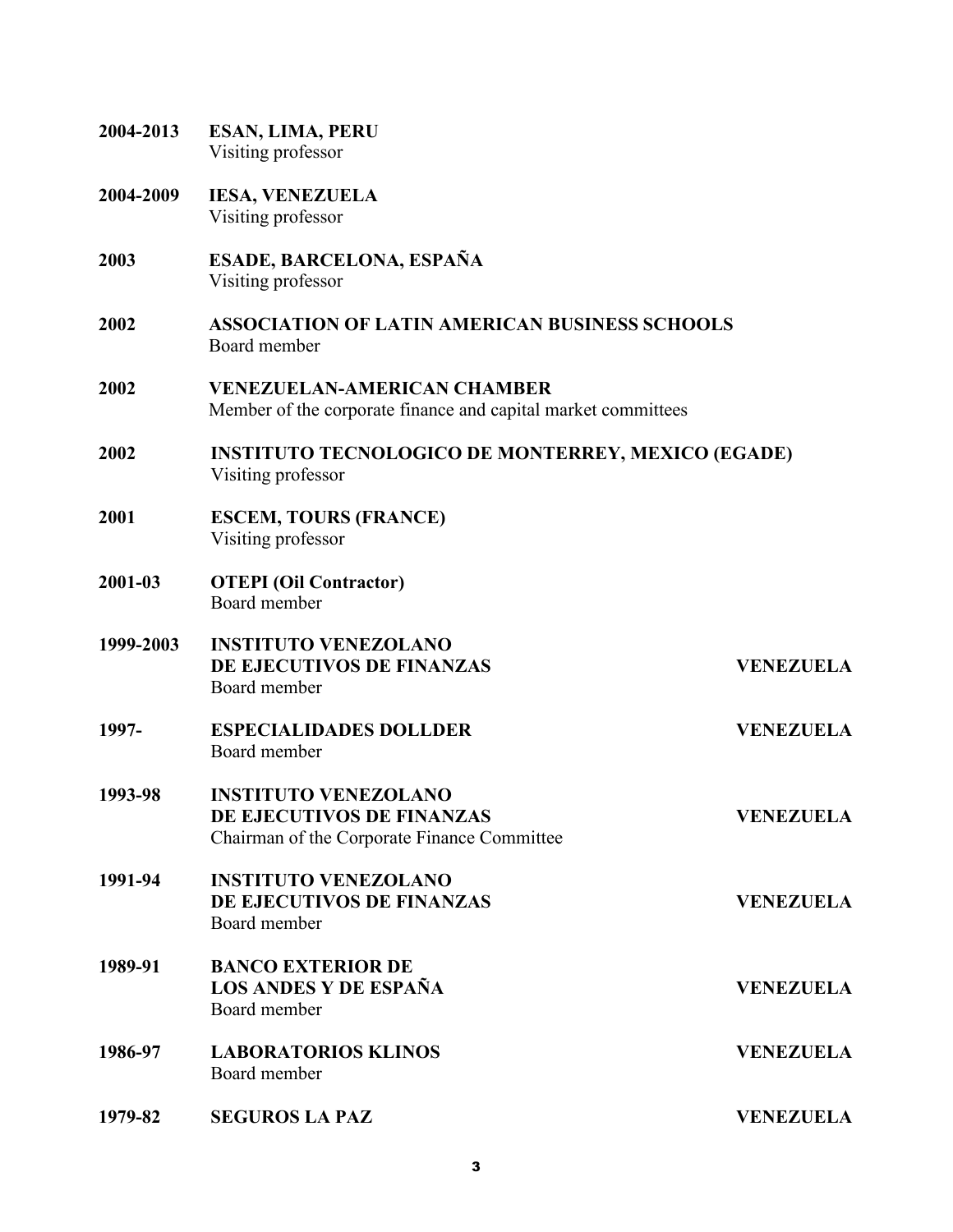**2004-2013** **ESAN, LIMA, PERU**
Visiting professor

**2004-2009** **IESA, VENEZUELA**
Visiting professor

**2003** **ESADE, BARCELONA, ESPAÑA**
Visiting professor

**2002** **ASSOCIATION OF LATIN AMERICAN BUSINESS SCHOOLS**
Board member

**2002** **VENEZUELAN-AMERICAN CHAMBER**
Member of the corporate finance and capital market committees

**2002** **INSTITUTO TECNOLOGICO DE MONTERREY, MEXICO (EGADE)**
Visiting professor

**2001** **ESCEM, TOURS (FRANCE)**
Visiting professor

**2001-03** **OTEPI (Oil Contractor)**
Board member

**1999-2003** **INSTITUTO VENEZOLANO DE EJECUTIVOS DE FINANZAS** **VENEZUELA**
Board member

**1997-** **ESPECIALIDADES DOLLDER** **VENEZUELA**
Board member

**1993-98** **INSTITUTO VENEZOLANO DE EJECUTIVOS DE FINANZAS** **VENEZUELA**
Chairman of the Corporate Finance Committee

**1991-94** **INSTITUTO VENEZOLANO DE EJECUTIVOS DE FINANZAS** **VENEZUELA**
Board member

**1989-91** **BANCO EXTERIOR DE LOS ANDES Y DE ESPAÑA** **VENEZUELA**
Board member

**1986-97** **LABORATORIOS KLINOS** **VENEZUELA**
Board member

**1979-82** **SEGUROS LA PAZ** **VENEZUELA**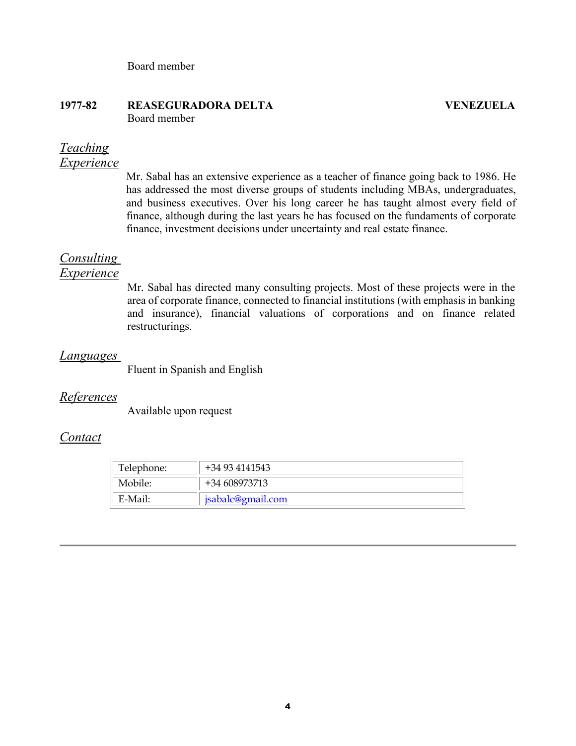Board member

**1977-82** **REASEGURADORA DELTA** **VENEZUELA**
Board member

*Teaching Experience*

Mr. Sabal has an extensive experience as a teacher of finance going back to 1986. He has addressed the most diverse groups of students including MBAs, undergraduates, and business executives. Over his long career he has taught almost every field of finance, although during the last years he has focused on the fundaments of corporate finance, investment decisions under uncertainty and real estate finance.

*Consulting Experience*

Mr. Sabal has directed many consulting projects. Most of these projects were in the area of corporate finance, connected to financial institutions (with emphasis in banking and insurance), financial valuations of corporations and on finance related restructurings.

*Languages*

Fluent in Spanish and English

*References*

Available upon request

*Contact*

| | |
|---|---|
| Telephone: | +34 93 4141543 |
| Mobile: | +34 608973713 |
| E-Mail: | jsabalc@gmail.com |